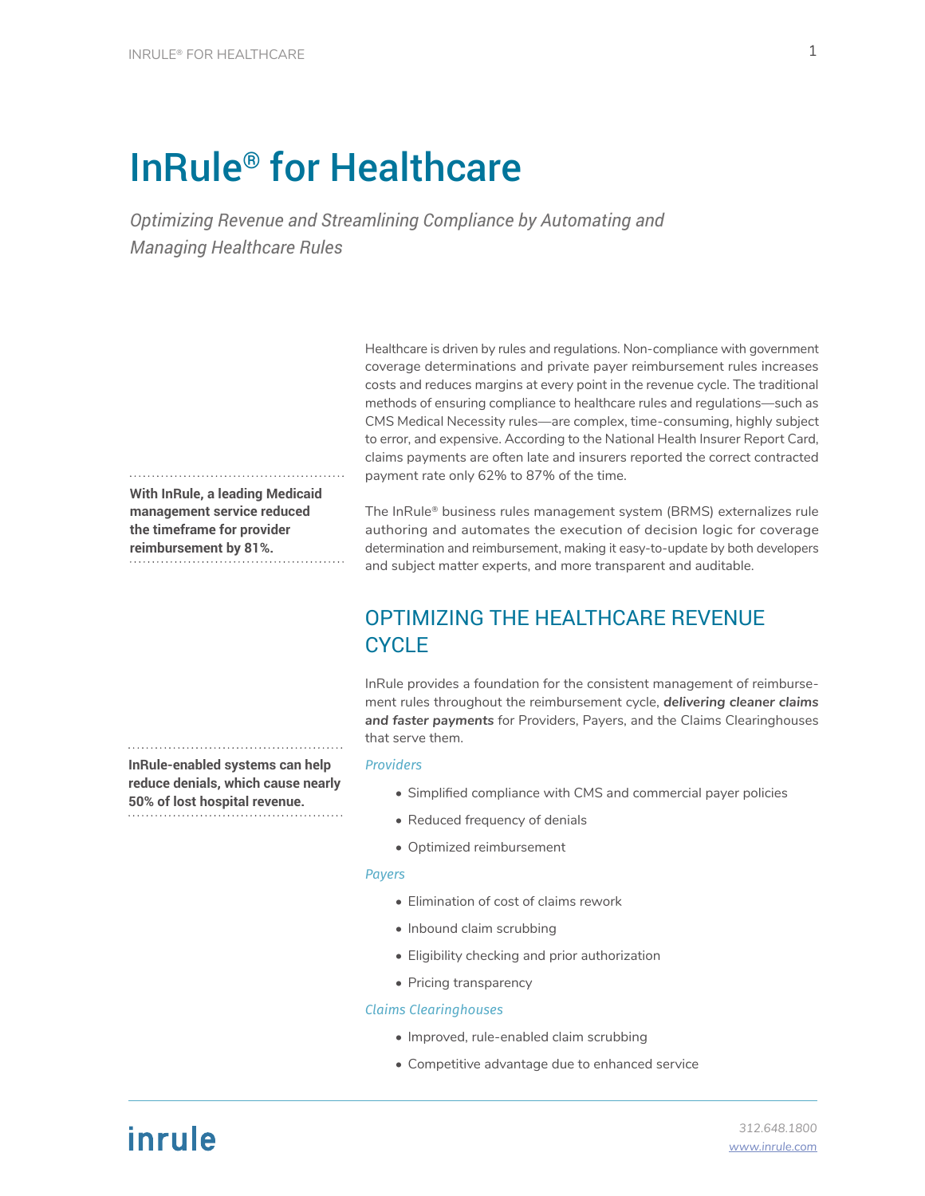# InRule® for Healthcare

*Optimizing Revenue and Streamlining Compliance by Automating and Managing Healthcare Rules*

Healthcare is driven by rules and regulations. Non-compliance with government coverage determinations and private payer reimbursement rules increases costs and reduces margins at every point in the revenue cycle. The traditional methods of ensuring compliance to healthcare rules and regulations—such as CMS Medical Necessity rules—are complex, time-consuming, highly subject to error, and expensive. According to the National Health Insurer Report Card, claims payments are often late and insurers reported the correct contracted payment rate only 62% to 87% of the time.

**With InRule, a leading Medicaid management service reduced the timeframe for provider reimbursement by 81%.**

The InRule® business rules management system (BRMS) externalizes rule authoring and automates the execution of decision logic for coverage determination and reimbursement, making it easy-to-update by both developers and subject matter experts, and more transparent and auditable.

## OPTIMIZING THE HEALTHCARE REVENUE CYCLE

InRule provides a foundation for the consistent management of reimbursement rules throughout the reimbursement cycle, ***delivering cleaner claims and faster payments*** for Providers, Payers, and the Claims Clearinghouses that serve them.

**InRule-enabled systems can help reduce denials, which cause nearly 50% of lost hospital revenue.**

*Providers*

- Simplified compliance with CMS and commercial payer policies
- Reduced frequency of denials
- Optimized reimbursement

*Payers*

- Elimination of cost of claims rework
- Inbound claim scrubbing
- Eligibility checking and prior authorization
- Pricing transparency

*Claims Clearinghouses*

- Improved, rule-enabled claim scrubbing
- Competitive advantage due to enhanced service

inrule

312.648.1800
www.inrule.com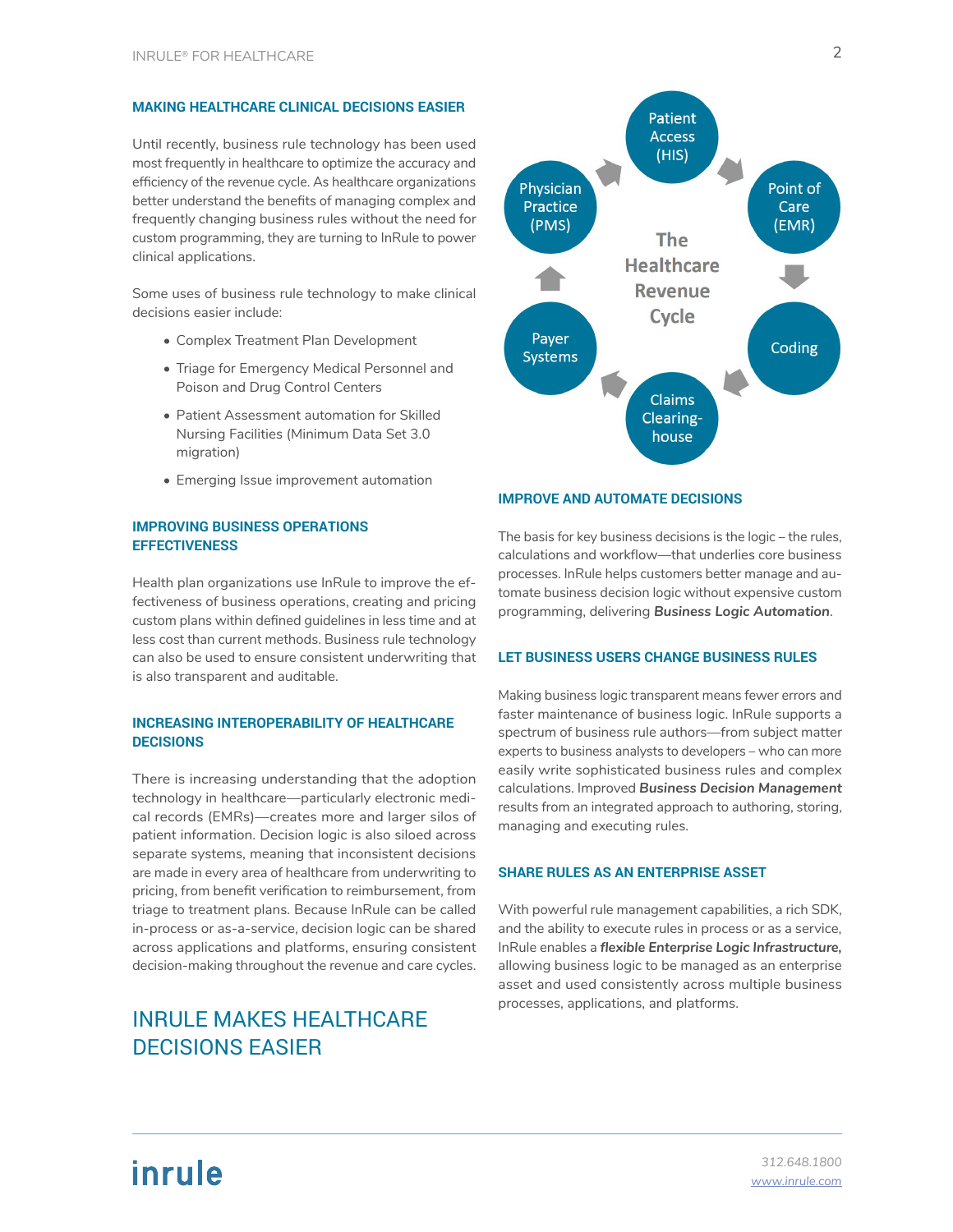## MAKING HEALTHCARE CLINICAL DECISIONS EASIER

Until recently, business rule technology has been used most frequently in healthcare to optimize the accuracy and efficiency of the revenue cycle. As healthcare organizations better understand the benefits of managing complex and frequently changing business rules without the need for custom programming, they are turning to InRule to power clinical applications.

Some uses of business rule technology to make clinical decisions easier include:

- Complex Treatment Plan Development
- Triage for Emergency Medical Personnel and Poison and Drug Control Centers
- Patient Assessment automation for Skilled Nursing Facilities (Minimum Data Set 3.0 migration)
- Emerging Issue improvement automation

## IMPROVING BUSINESS OPERATIONS EFFECTIVENESS

Health plan organizations use InRule to improve the effectiveness of business operations, creating and pricing custom plans within defined guidelines in less time and at less cost than current methods. Business rule technology can also be used to ensure consistent underwriting that is also transparent and auditable.

## INCREASING INTEROPERABILITY OF HEALTHCARE DECISIONS

There is increasing understanding that the adoption technology in healthcare—particularly electronic medical records (EMRs)—creates more and larger silos of patient information. Decision logic is also siloed across separate systems, meaning that inconsistent decisions are made in every area of healthcare from underwriting to pricing, from benefit verification to reimbursement, from triage to treatment plans. Because InRule can be called in-process or as-a-service, decision logic can be shared across applications and platforms, ensuring consistent decision-making throughout the revenue and care cycles.

# INRULE MAKES HEALTHCARE DECISIONS EASIER

**The Healthcare Revenue Cycle:** Patient Access (HIS) → Point of Care (EMR) → Coding → Claims Clearinghouse → Payer Systems → Physician Practice (PMS) → Patient Access (HIS)

## IMPROVE AND AUTOMATE DECISIONS

The basis for key business decisions is the logic – the rules, calculations and workflow—that underlies core business processes. InRule helps customers better manage and automate business decision logic without expensive custom programming, delivering ***Business Logic Automation***.

## LET BUSINESS USERS CHANGE BUSINESS RULES

Making business logic transparent means fewer errors and faster maintenance of business logic. InRule supports a spectrum of business rule authors—from subject matter experts to business analysts to developers – who can more easily write sophisticated business rules and complex calculations. Improved ***Business Decision Management*** results from an integrated approach to authoring, storing, managing and executing rules.

## SHARE RULES AS AN ENTERPRISE ASSET

With powerful rule management capabilities, a rich SDK, and the ability to execute rules in process or as a service, InRule enables a ***flexible Enterprise Logic Infrastructure,*** allowing business logic to be managed as an enterprise asset and used consistently across multiple business processes, applications, and platforms.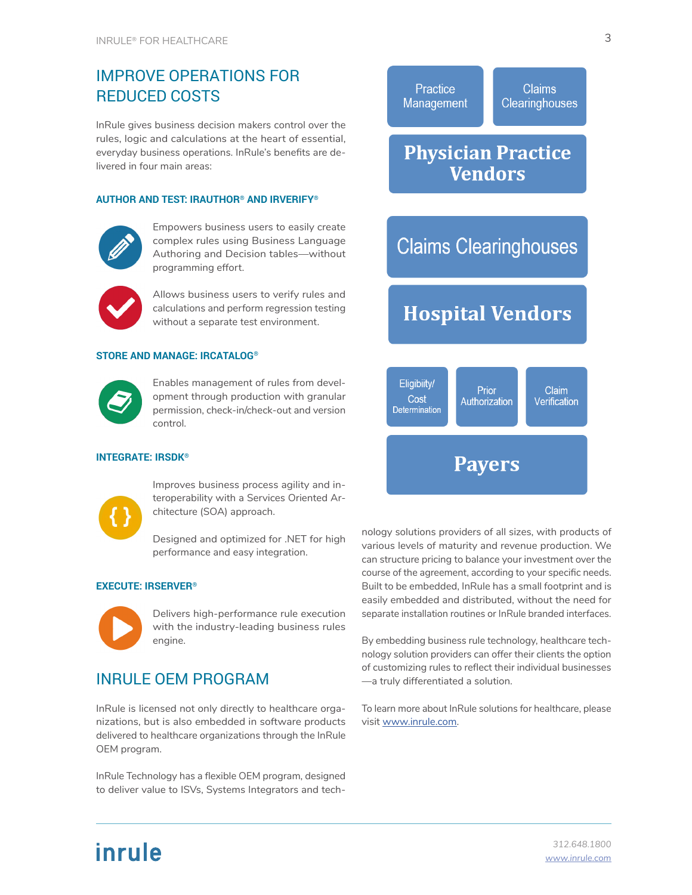## IMPROVE OPERATIONS FOR REDUCED COSTS

InRule gives business decision makers control over the rules, logic and calculations at the heart of essential, everyday business operations. InRule's benefits are delivered in four main areas:

### AUTHOR AND TEST: IRAUTHOR® AND IRVERIFY®

Empowers business users to easily create complex rules using Business Language Authoring and Decision tables—without programming effort.

Allows business users to verify rules and calculations and perform regression testing without a separate test environment.

### STORE AND MANAGE: IRCATALOG®

Enables management of rules from development through production with granular permission, check-in/check-out and version control.

### INTEGRATE: IRSDK®

Improves business process agility and interoperability with a Services Oriented Architecture (SOA) approach.

Designed and optimized for .NET for high performance and easy integration.

### EXECUTE: IRSERVER®

Delivers high-performance rule execution with the industry-leading business rules engine.

Practice Management

Claims Clearinghouses

Physician Practice Vendors

Claims Clearinghouses

Hospital Vendors

Eligibiity/ Cost Determination

Prior Authorization

Claim Verification

Payers

## INRULE OEM PROGRAM

InRule is licensed not only directly to healthcare organizations, but is also embedded in software products delivered to healthcare organizations through the InRule OEM program.

InRule Technology has a flexible OEM program, designed to deliver value to ISVs, Systems Integrators and technology solutions providers of all sizes, with products of various levels of maturity and revenue production. We can structure pricing to balance your investment over the course of the agreement, according to your specific needs. Built to be embedded, InRule has a small footprint and is easily embedded and distributed, without the need for separate installation routines or InRule branded interfaces.

By embedding business rule technology, healthcare technology solution providers can offer their clients the option of customizing rules to reflect their individual businesses —a truly differentiated a solution.

To learn more about InRule solutions for healthcare, please visit www.inrule.com.